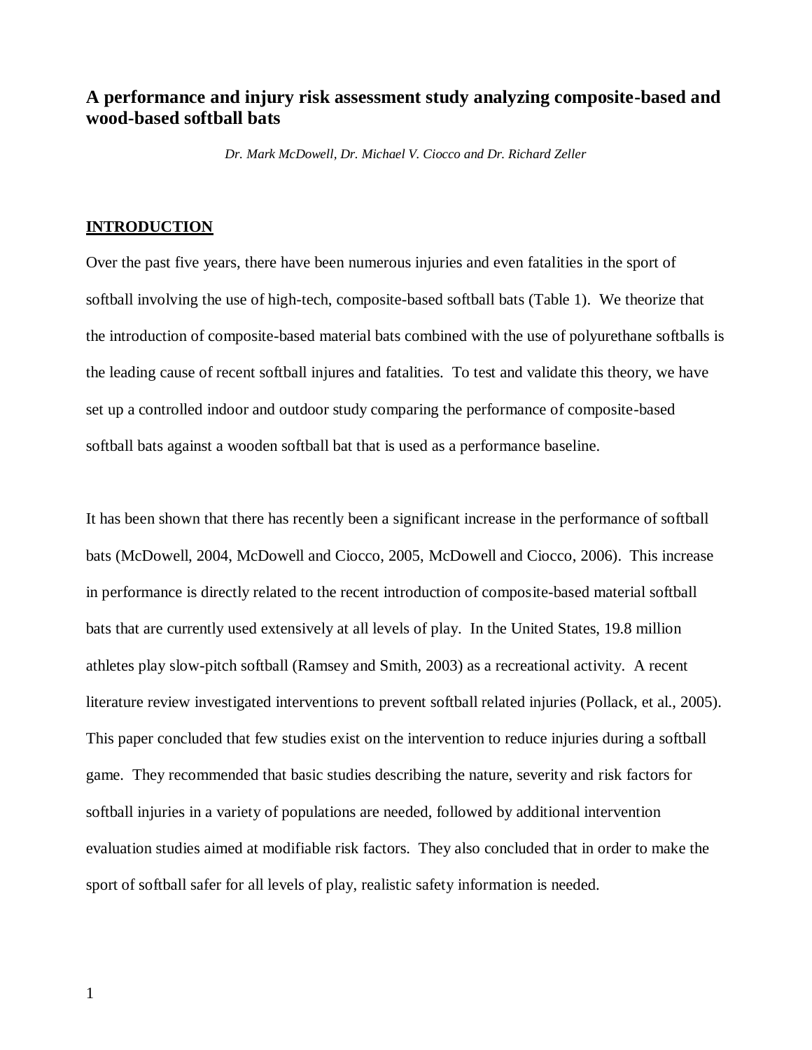# A performance and injury risk assessment study analyzing composite-based and wood-based softball bats

*Dr. Mark McDowell, Dr. Michael V. Ciocco and Dr. Richard Zeller*

## INTRODUCTION

Over the past five years, there have been numerous injuries and even fatalities in the sport of softball involving the use of high-tech, composite-based softball bats (Table 1). We theorize that the introduction of composite-based material bats combined with the use of polyurethane softballs is the leading cause of recent softball injures and fatalities. To test and validate this theory, we have set up a controlled indoor and outdoor study comparing the performance of composite-based softball bats against a wooden softball bat that is used as a performance baseline.

It has been shown that there has recently been a significant increase in the performance of softball bats (McDowell, 2004, McDowell and Ciocco, 2005, McDowell and Ciocco, 2006). This increase in performance is directly related to the recent introduction of composite-based material softball bats that are currently used extensively at all levels of play. In the United States, 19.8 million athletes play slow-pitch softball (Ramsey and Smith, 2003) as a recreational activity. A recent literature review investigated interventions to prevent softball related injuries (Pollack, et al., 2005). This paper concluded that few studies exist on the intervention to reduce injuries during a softball game. They recommended that basic studies describing the nature, severity and risk factors for softball injuries in a variety of populations are needed, followed by additional intervention evaluation studies aimed at modifiable risk factors. They also concluded that in order to make the sport of softball safer for all levels of play, realistic safety information is needed.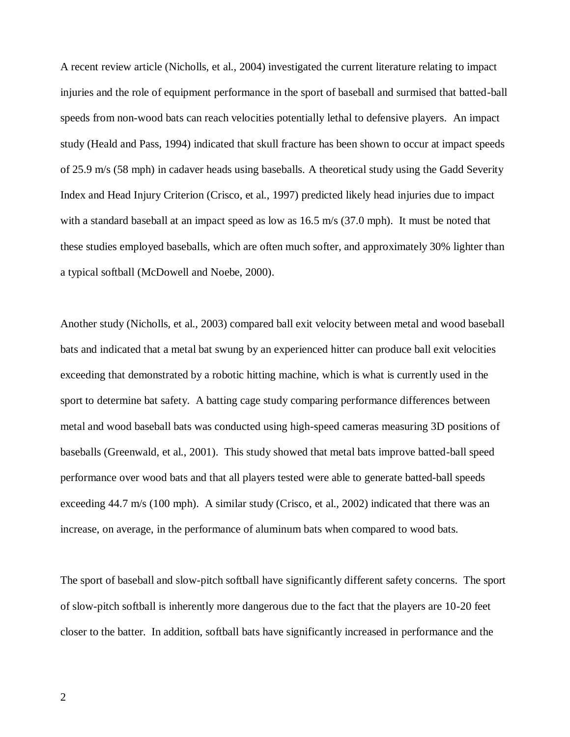A recent review article (Nicholls, et al., 2004) investigated the current literature relating to impact injuries and the role of equipment performance in the sport of baseball and surmised that batted-ball speeds from non-wood bats can reach velocities potentially lethal to defensive players. An impact study (Heald and Pass, 1994) indicated that skull fracture has been shown to occur at impact speeds of 25.9 m/s (58 mph) in cadaver heads using baseballs. A theoretical study using the Gadd Severity Index and Head Injury Criterion (Crisco, et al., 1997) predicted likely head injuries due to impact with a standard baseball at an impact speed as low as 16.5 m/s (37.0 mph). It must be noted that these studies employed baseballs, which are often much softer, and approximately 30% lighter than a typical softball (McDowell and Noebe, 2000).

Another study (Nicholls, et al., 2003) compared ball exit velocity between metal and wood baseball bats and indicated that a metal bat swung by an experienced hitter can produce ball exit velocities exceeding that demonstrated by a robotic hitting machine, which is what is currently used in the sport to determine bat safety. A batting cage study comparing performance differences between metal and wood baseball bats was conducted using high-speed cameras measuring 3D positions of baseballs (Greenwald, et al., 2001). This study showed that metal bats improve batted-ball speed performance over wood bats and that all players tested were able to generate batted-ball speeds exceeding 44.7 m/s (100 mph). A similar study (Crisco, et al., 2002) indicated that there was an increase, on average, in the performance of aluminum bats when compared to wood bats.

The sport of baseball and slow-pitch softball have significantly different safety concerns. The sport of slow-pitch softball is inherently more dangerous due to the fact that the players are 10-20 feet closer to the batter. In addition, softball bats have significantly increased in performance and the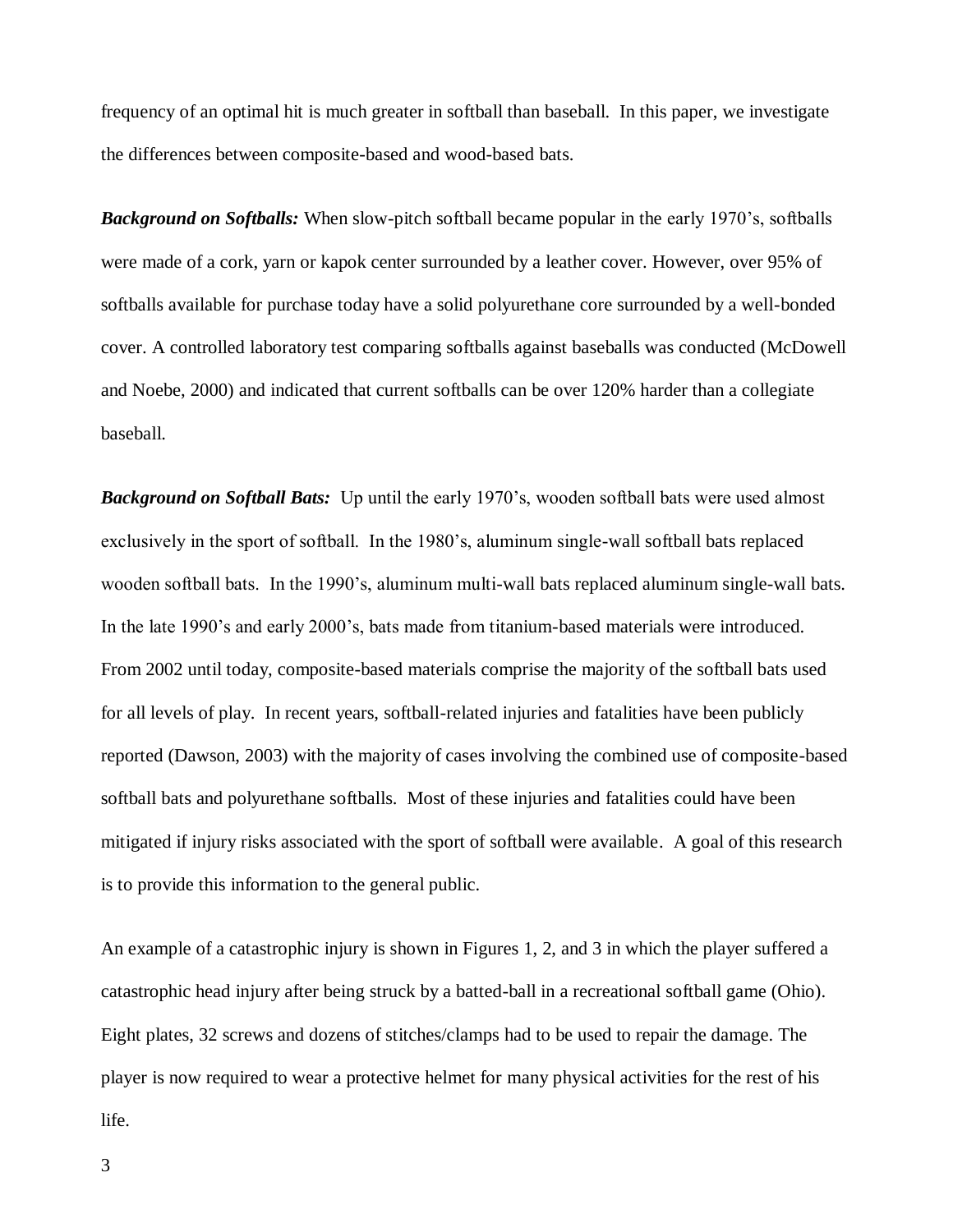frequency of an optimal hit is much greater in softball than baseball. In this paper, we investigate the differences between composite-based and wood-based bats.

***Background on Softballs:*** When slow-pitch softball became popular in the early 1970's, softballs were made of a cork, yarn or kapok center surrounded by a leather cover. However, over 95% of softballs available for purchase today have a solid polyurethane core surrounded by a well-bonded cover. A controlled laboratory test comparing softballs against baseballs was conducted (McDowell and Noebe, 2000) and indicated that current softballs can be over 120% harder than a collegiate baseball.

***Background on Softball Bats:*** Up until the early 1970's, wooden softball bats were used almost exclusively in the sport of softball. In the 1980's, aluminum single-wall softball bats replaced wooden softball bats. In the 1990's, aluminum multi-wall bats replaced aluminum single-wall bats. In the late 1990's and early 2000's, bats made from titanium-based materials were introduced. From 2002 until today, composite-based materials comprise the majority of the softball bats used for all levels of play. In recent years, softball-related injuries and fatalities have been publicly reported (Dawson, 2003) with the majority of cases involving the combined use of composite-based softball bats and polyurethane softballs. Most of these injuries and fatalities could have been mitigated if injury risks associated with the sport of softball were available. A goal of this research is to provide this information to the general public.

An example of a catastrophic injury is shown in Figures 1, 2, and 3 in which the player suffered a catastrophic head injury after being struck by a batted-ball in a recreational softball game (Ohio). Eight plates, 32 screws and dozens of stitches/clamps had to be used to repair the damage. The player is now required to wear a protective helmet for many physical activities for the rest of his life.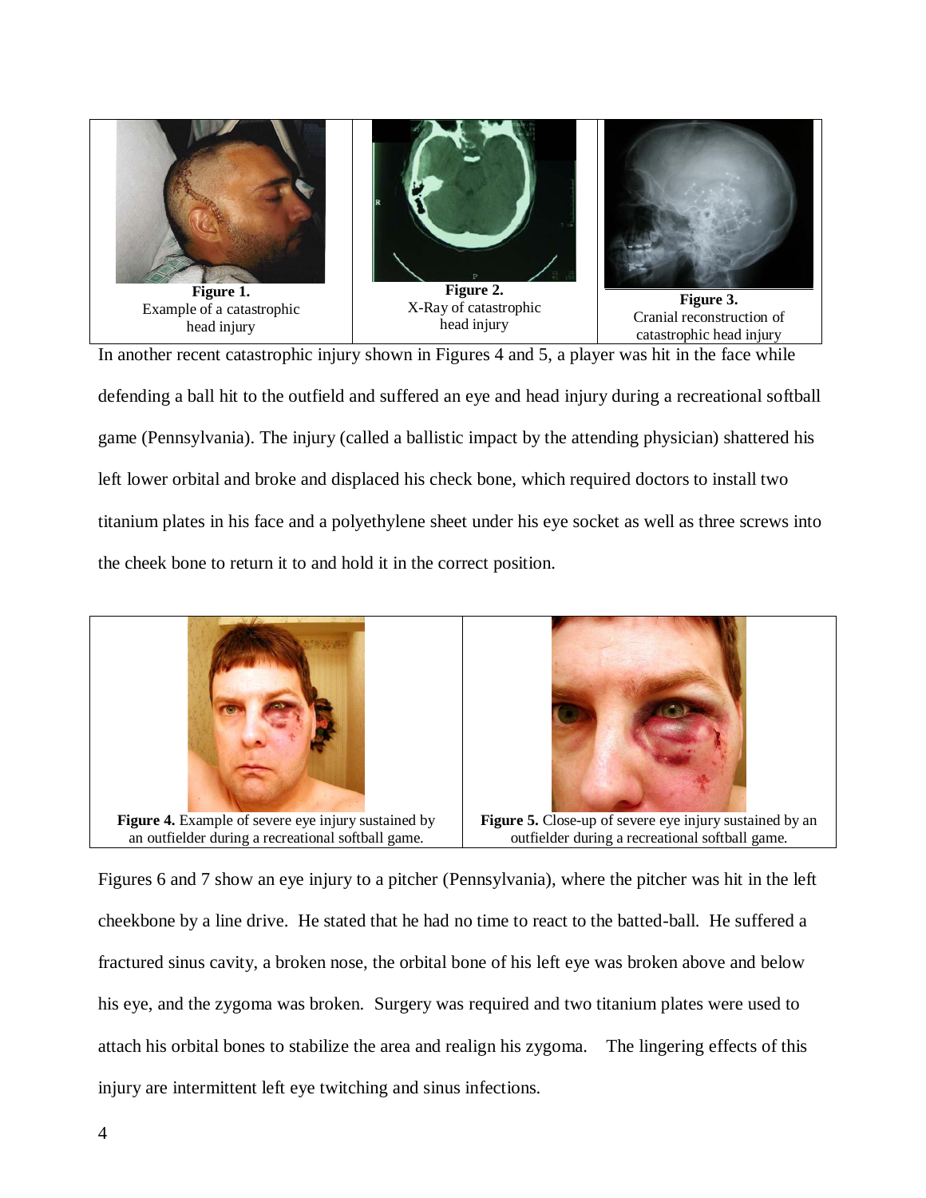**Figure 1.** Example of a catastrophic head injury

**Figure 2.** X-Ray of catastrophic head injury

**Figure 3.** Cranial reconstruction of catastrophic head injury

In another recent catastrophic injury shown in Figures 4 and 5, a player was hit in the face while defending a ball hit to the outfield and suffered an eye and head injury during a recreational softball game (Pennsylvania). The injury (called a ballistic impact by the attending physician) shattered his left lower orbital and broke and displaced his check bone, which required doctors to install two titanium plates in his face and a polyethylene sheet under his eye socket as well as three screws into the cheek bone to return it to and hold it in the correct position.

**Figure 4.** Example of severe eye injury sustained by an outfielder during a recreational softball game.

**Figure 5.** Close-up of severe eye injury sustained by an outfielder during a recreational softball game.

Figures 6 and 7 show an eye injury to a pitcher (Pennsylvania), where the pitcher was hit in the left cheekbone by a line drive. He stated that he had no time to react to the batted-ball. He suffered a fractured sinus cavity, a broken nose, the orbital bone of his left eye was broken above and below his eye, and the zygoma was broken. Surgery was required and two titanium plates were used to attach his orbital bones to stabilize the area and realign his zygoma. The lingering effects of this injury are intermittent left eye twitching and sinus infections.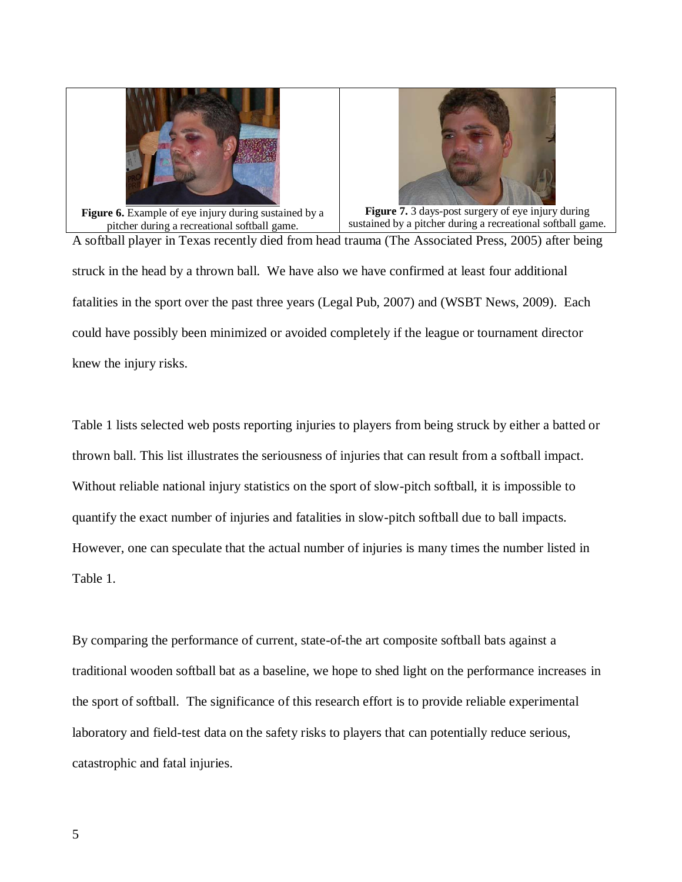**Figure 6.** Example of eye injury during sustained by a pitcher during a recreational softball game.

**Figure 7.** 3 days-post surgery of eye injury during sustained by a pitcher during a recreational softball game.

A softball player in Texas recently died from head trauma (The Associated Press, 2005) after being struck in the head by a thrown ball. We have also we have confirmed at least four additional fatalities in the sport over the past three years (Legal Pub, 2007) and (WSBT News, 2009). Each could have possibly been minimized or avoided completely if the league or tournament director knew the injury risks.

Table 1 lists selected web posts reporting injuries to players from being struck by either a batted or thrown ball. This list illustrates the seriousness of injuries that can result from a softball impact. Without reliable national injury statistics on the sport of slow-pitch softball, it is impossible to quantify the exact number of injuries and fatalities in slow-pitch softball due to ball impacts. However, one can speculate that the actual number of injuries is many times the number listed in Table 1.

By comparing the performance of current, state-of-the art composite softball bats against a traditional wooden softball bat as a baseline, we hope to shed light on the performance increases in the sport of softball. The significance of this research effort is to provide reliable experimental laboratory and field-test data on the safety risks to players that can potentially reduce serious, catastrophic and fatal injuries.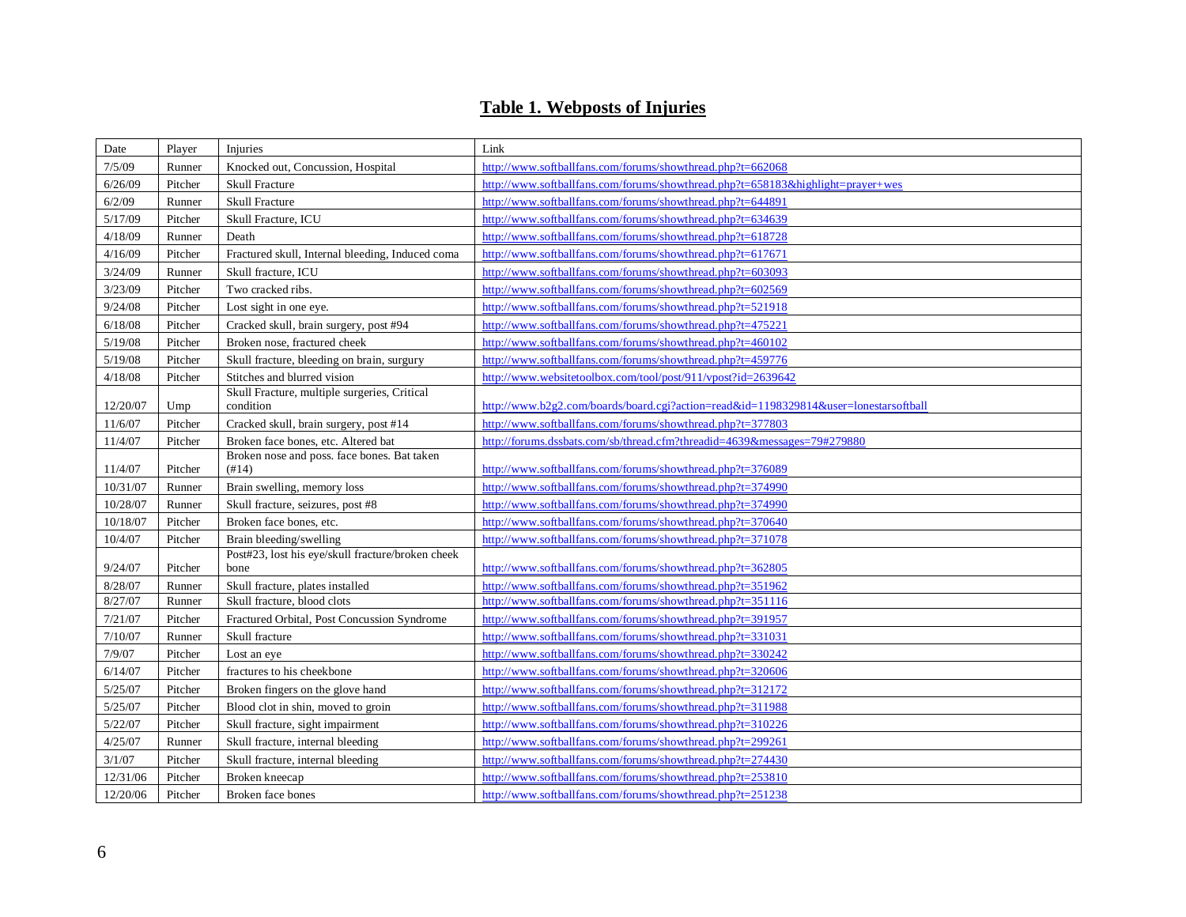## Table 1. Webposts of Injuries

| Date | Player | Injuries | Link |
|---|---|---|---|
| 7/5/09 | Runner | Knocked out, Concussion, Hospital | http://www.softballfans.com/forums/showthread.php?t=662068 |
| 6/26/09 | Pitcher | Skull Fracture | http://www.softballfans.com/forums/showthread.php?t=658183&highlight=prayer+wes |
| 6/2/09 | Runner | Skull Fracture | http://www.softballfans.com/forums/showthread.php?t=644891 |
| 5/17/09 | Pitcher | Skull Fracture, ICU | http://www.softballfans.com/forums/showthread.php?t=634639 |
| 4/18/09 | Runner | Death | http://www.softballfans.com/forums/showthread.php?t=618728 |
| 4/16/09 | Pitcher | Fractured skull, Internal bleeding, Induced coma | http://www.softballfans.com/forums/showthread.php?t=617671 |
| 3/24/09 | Runner | Skull fracture, ICU | http://www.softballfans.com/forums/showthread.php?t=603093 |
| 3/23/09 | Pitcher | Two cracked ribs. | http://www.softballfans.com/forums/showthread.php?t=602569 |
| 9/24/08 | Pitcher | Lost sight in one eye. | http://www.softballfans.com/forums/showthread.php?t=521918 |
| 6/18/08 | Pitcher | Cracked skull, brain surgery, post #94 | http://www.softballfans.com/forums/showthread.php?t=475221 |
| 5/19/08 | Pitcher | Broken nose, fractured cheek | http://www.softballfans.com/forums/showthread.php?t=460102 |
| 5/19/08 | Pitcher | Skull fracture, bleeding on brain, surgury | http://www.softballfans.com/forums/showthread.php?t=459776 |
| 4/18/08 | Pitcher | Stitches and blurred vision | http://www.websitetoolbox.com/tool/post/911/vpost?id=2639642 |
| 12/20/07 | Ump | Skull Fracture, multiple surgeries, Critical condition | http://www.b2g2.com/boards/board.cgi?action=read&id=1198329814&user=lonestarsoftball |
| 11/6/07 | Pitcher | Cracked skull, brain surgery, post #14 | http://www.softballfans.com/forums/showthread.php?t=377803 |
| 11/4/07 | Pitcher | Broken face bones, etc. Altered bat | http://forums.dssbats.com/sb/thread.cfm?threadid=4639&messages=79#279880 |
| 11/4/07 | Pitcher | Broken nose and poss. face bones. Bat taken (#14) | http://www.softballfans.com/forums/showthread.php?t=376089 |
| 10/31/07 | Runner | Brain swelling, memory loss | http://www.softballfans.com/forums/showthread.php?t=374990 |
| 10/28/07 | Runner | Skull fracture, seizures, post #8 | http://www.softballfans.com/forums/showthread.php?t=374990 |
| 10/18/07 | Pitcher | Broken face bones, etc. | http://www.softballfans.com/forums/showthread.php?t=370640 |
| 10/4/07 | Pitcher | Brain bleeding/swelling | http://www.softballfans.com/forums/showthread.php?t=371078 |
| 9/24/07 | Pitcher | Post#23, lost his eye/skull fracture/broken cheek bone | http://www.softballfans.com/forums/showthread.php?t=362805 |
| 8/28/07 | Runner | Skull fracture, plates installed | http://www.softballfans.com/forums/showthread.php?t=351962 |
| 8/27/07 | Runner | Skull fracture, blood clots | http://www.softballfans.com/forums/showthread.php?t=351116 |
| 7/21/07 | Pitcher | Fractured Orbital, Post Concussion Syndrome | http://www.softballfans.com/forums/showthread.php?t=391957 |
| 7/10/07 | Runner | Skull fracture | http://www.softballfans.com/forums/showthread.php?t=331031 |
| 7/9/07 | Pitcher | Lost an eye | http://www.softballfans.com/forums/showthread.php?t=330242 |
| 6/14/07 | Pitcher | fractures to his cheekbone | http://www.softballfans.com/forums/showthread.php?t=320606 |
| 5/25/07 | Pitcher | Broken fingers on the glove hand | http://www.softballfans.com/forums/showthread.php?t=312172 |
| 5/25/07 | Pitcher | Blood clot in shin, moved to groin | http://www.softballfans.com/forums/showthread.php?t=311988 |
| 5/22/07 | Pitcher | Skull fracture, sight impairment | http://www.softballfans.com/forums/showthread.php?t=310226 |
| 4/25/07 | Runner | Skull fracture, internal bleeding | http://www.softballfans.com/forums/showthread.php?t=299261 |
| 3/1/07 | Pitcher | Skull fracture, internal bleeding | http://www.softballfans.com/forums/showthread.php?t=274430 |
| 12/31/06 | Pitcher | Broken kneecap | http://www.softballfans.com/forums/showthread.php?t=253810 |
| 12/20/06 | Pitcher | Broken face bones | http://www.softballfans.com/forums/showthread.php?t=251238 |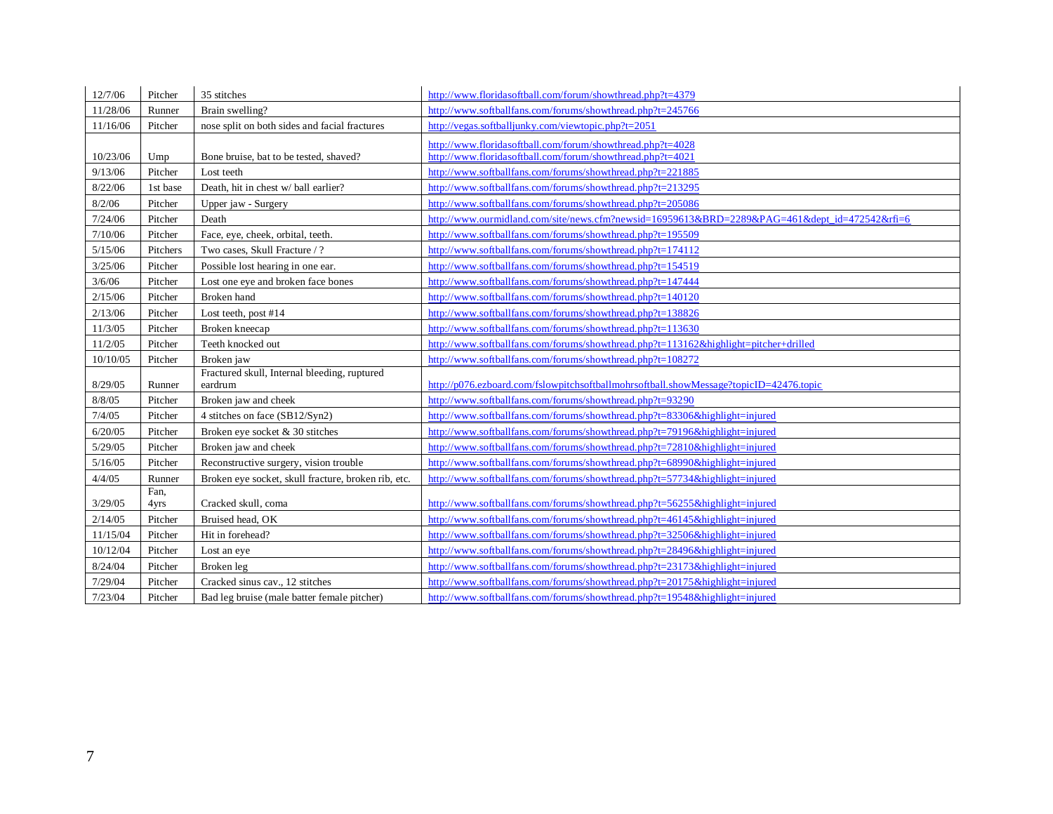| 12/7/06 | Pitcher | 35 stitches | http://www.floridasoftball.com/forum/showthread.php?t=4379 |
|---|---|---|---|
| 11/28/06 | Runner | Brain swelling? | http://www.softballfans.com/forums/showthread.php?t=245766 |
| 11/16/06 | Pitcher | nose split on both sides and facial fractures | http://vegas.softballjunky.com/viewtopic.php?t=2051 |
| 10/23/06 | Ump | Bone bruise, bat to be tested, shaved? | http://www.floridasoftball.com/forum/showthread.php?t=4028 http://www.floridasoftball.com/forum/showthread.php?t=4021 |
| 9/13/06 | Pitcher | Lost teeth | http://www.softballfans.com/forums/showthread.php?t=221885 |
| 8/22/06 | 1st base | Death, hit in chest w/ ball earlier? | http://www.softballfans.com/forums/showthread.php?t=213295 |
| 8/2/06 | Pitcher | Upper jaw - Surgery | http://www.softballfans.com/forums/showthread.php?t=205086 |
| 7/24/06 | Pitcher | Death | http://www.ourmidland.com/site/news.cfm?newsid=16959613&BRD=2289&PAG=461&dept_id=472542&rfi=6 |
| 7/10/06 | Pitcher | Face, eye, cheek, orbital, teeth. | http://www.softballfans.com/forums/showthread.php?t=195509 |
| 5/15/06 | Pitchers | Two cases, Skull Fracture / ? | http://www.softballfans.com/forums/showthread.php?t=174112 |
| 3/25/06 | Pitcher | Possible lost hearing in one ear. | http://www.softballfans.com/forums/showthread.php?t=154519 |
| 3/6/06 | Pitcher | Lost one eye and broken face bones | http://www.softballfans.com/forums/showthread.php?t=147444 |
| 2/15/06 | Pitcher | Broken hand | http://www.softballfans.com/forums/showthread.php?t=140120 |
| 2/13/06 | Pitcher | Lost teeth, post #14 | http://www.softballfans.com/forums/showthread.php?t=138826 |
| 11/3/05 | Pitcher | Broken kneecap | http://www.softballfans.com/forums/showthread.php?t=113630 |
| 11/2/05 | Pitcher | Teeth knocked out | http://www.softballfans.com/forums/showthread.php?t=113162&highlight=pitcher+drilled |
| 10/10/05 | Pitcher | Broken jaw | http://www.softballfans.com/forums/showthread.php?t=108272 |
| 8/29/05 | Runner | Fractured skull, Internal bleeding, ruptured eardrum | http://p076.ezboard.com/fslowpitchsoftballmohrsoftball.showMessage?topicID=42476.topic |
| 8/8/05 | Pitcher | Broken jaw and cheek | http://www.softballfans.com/forums/showthread.php?t=93290 |
| 7/4/05 | Pitcher | 4 stitches on face (SB12/Syn2) | http://www.softballfans.com/forums/showthread.php?t=83306&highlight=injured |
| 6/20/05 | Pitcher | Broken eye socket & 30 stitches | http://www.softballfans.com/forums/showthread.php?t=79196&highlight=injured |
| 5/29/05 | Pitcher | Broken jaw and cheek | http://www.softballfans.com/forums/showthread.php?t=72810&highlight=injured |
| 5/16/05 | Pitcher | Reconstructive surgery, vision trouble | http://www.softballfans.com/forums/showthread.php?t=68990&highlight=injured |
| 4/4/05 | Runner | Broken eye socket, skull fracture, broken rib, etc. | http://www.softballfans.com/forums/showthread.php?t=57734&highlight=injured |
| 3/29/05 | Fan, 4yrs | Cracked skull, coma | http://www.softballfans.com/forums/showthread.php?t=56255&highlight=injured |
| 2/14/05 | Pitcher | Bruised head, OK | http://www.softballfans.com/forums/showthread.php?t=46145&highlight=injured |
| 11/15/04 | Pitcher | Hit in forehead? | http://www.softballfans.com/forums/showthread.php?t=32506&highlight=injured |
| 10/12/04 | Pitcher | Lost an eye | http://www.softballfans.com/forums/showthread.php?t=28496&highlight=injured |
| 8/24/04 | Pitcher | Broken leg | http://www.softballfans.com/forums/showthread.php?t=23173&highlight=injured |
| 7/29/04 | Pitcher | Cracked sinus cav., 12 stitches | http://www.softballfans.com/forums/showthread.php?t=20175&highlight=injured |
| 7/23/04 | Pitcher | Bad leg bruise (male batter female pitcher) | http://www.softballfans.com/forums/showthread.php?t=19548&highlight=injured |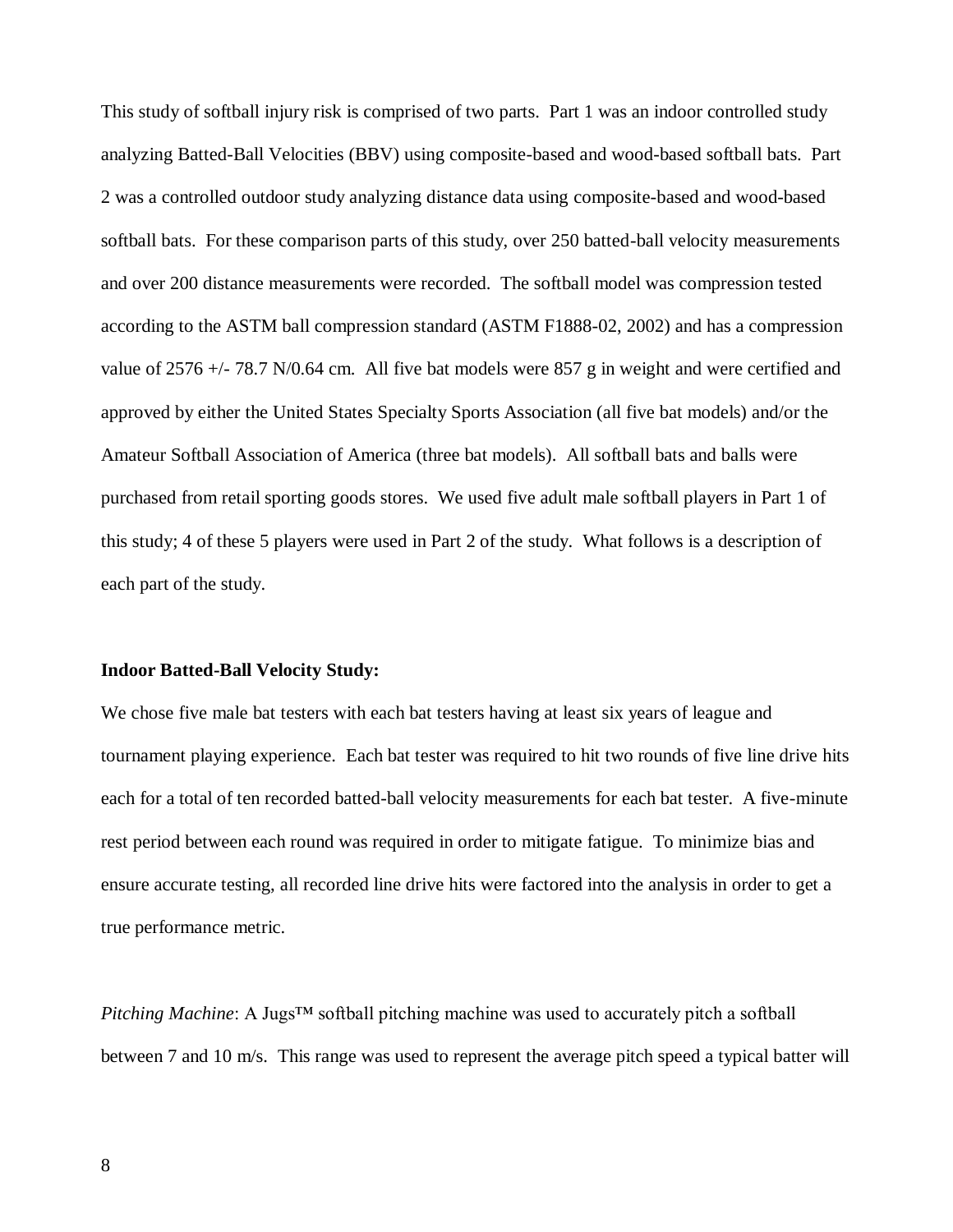This study of softball injury risk is comprised of two parts. Part 1 was an indoor controlled study analyzing Batted-Ball Velocities (BBV) using composite-based and wood-based softball bats. Part 2 was a controlled outdoor study analyzing distance data using composite-based and wood-based softball bats. For these comparison parts of this study, over 250 batted-ball velocity measurements and over 200 distance measurements were recorded. The softball model was compression tested according to the ASTM ball compression standard (ASTM F1888-02, 2002) and has a compression value of 2576 +/- 78.7 N/0.64 cm. All five bat models were 857 g in weight and were certified and approved by either the United States Specialty Sports Association (all five bat models) and/or the Amateur Softball Association of America (three bat models). All softball bats and balls were purchased from retail sporting goods stores. We used five adult male softball players in Part 1 of this study; 4 of these 5 players were used in Part 2 of the study. What follows is a description of each part of the study.

**Indoor Batted-Ball Velocity Study:**

We chose five male bat testers with each bat testers having at least six years of league and tournament playing experience. Each bat tester was required to hit two rounds of five line drive hits each for a total of ten recorded batted-ball velocity measurements for each bat tester. A five-minute rest period between each round was required in order to mitigate fatigue. To minimize bias and ensure accurate testing, all recorded line drive hits were factored into the analysis in order to get a true performance metric.

*Pitching Machine*: A Jugs™ softball pitching machine was used to accurately pitch a softball between 7 and 10 m/s. This range was used to represent the average pitch speed a typical batter will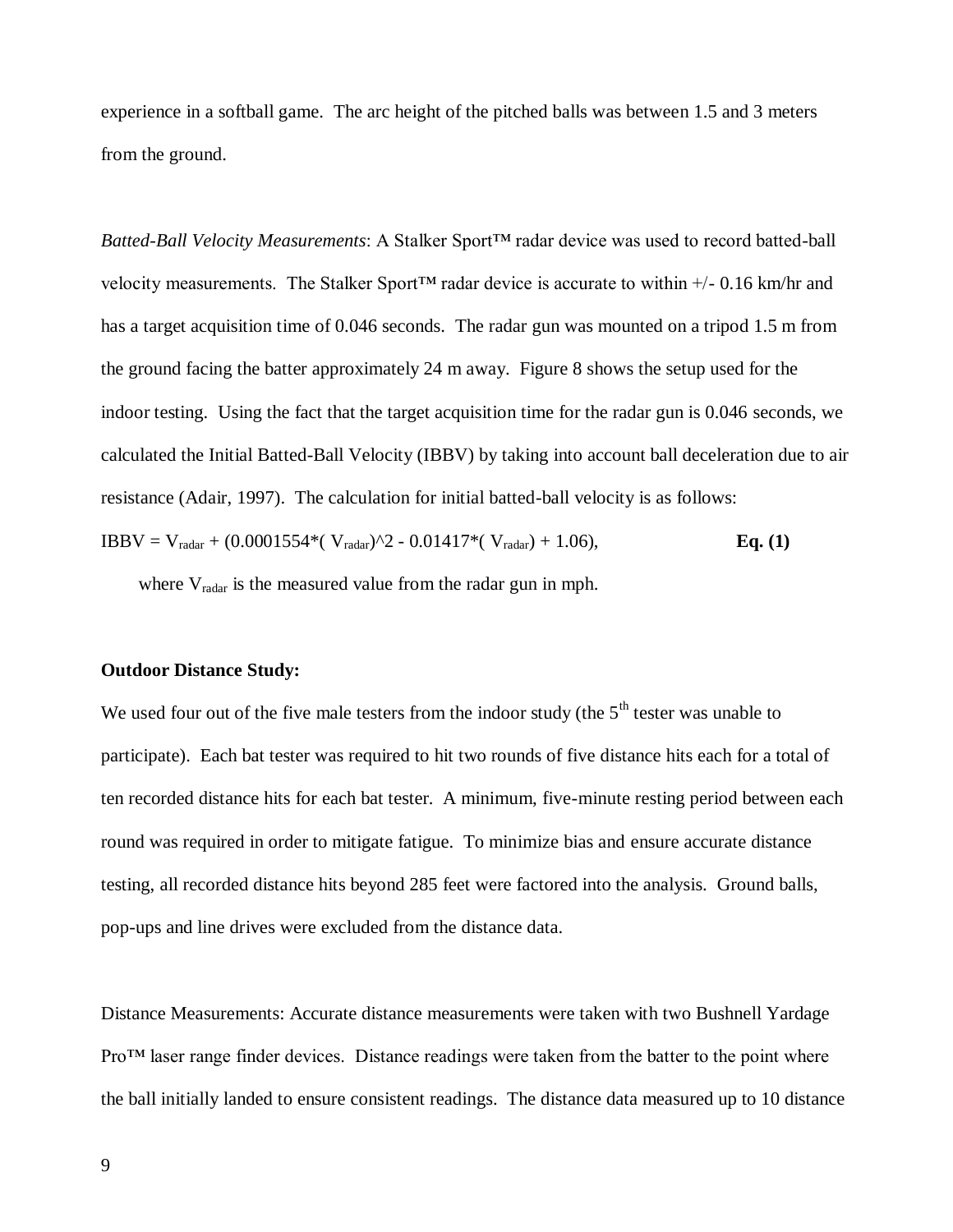experience in a softball game. The arc height of the pitched balls was between 1.5 and 3 meters from the ground.

*Batted-Ball Velocity Measurements*: A Stalker Sport™ radar device was used to record batted-ball velocity measurements. The Stalker Sport™ radar device is accurate to within +/- 0.16 km/hr and has a target acquisition time of 0.046 seconds. The radar gun was mounted on a tripod 1.5 m from the ground facing the batter approximately 24 m away. Figure 8 shows the setup used for the indoor testing. Using the fact that the target acquisition time for the radar gun is 0.046 seconds, we calculated the Initial Batted-Ball Velocity (IBBV) by taking into account ball deceleration due to air resistance (Adair, 1997). The calculation for initial batted-ball velocity is as follows:

$$IBBV = V_{radar} + (0.0001554*(V_{radar})^2 - 0.01417*(V_{radar}) + 1.06), \qquad \textbf{Eq. (1)}$$

where $V_{radar}$ is the measured value from the radar gun in mph.

**Outdoor Distance Study:**

We used four out of the five male testers from the indoor study (the 5th tester was unable to participate). Each bat tester was required to hit two rounds of five distance hits each for a total of ten recorded distance hits for each bat tester. A minimum, five-minute resting period between each round was required in order to mitigate fatigue. To minimize bias and ensure accurate distance testing, all recorded distance hits beyond 285 feet were factored into the analysis. Ground balls, pop-ups and line drives were excluded from the distance data.

Distance Measurements: Accurate distance measurements were taken with two Bushnell Yardage Pro™ laser range finder devices. Distance readings were taken from the batter to the point where the ball initially landed to ensure consistent readings. The distance data measured up to 10 distance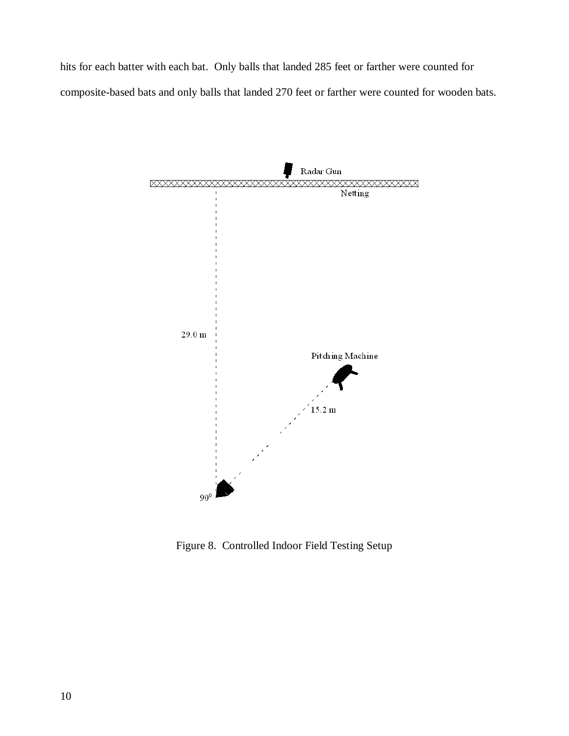hits for each batter with each bat. Only balls that landed 285 feet or farther were counted for composite-based bats and only balls that landed 270 feet or farther were counted for wooden bats.

Figure 8. Controlled Indoor Field Testing Setup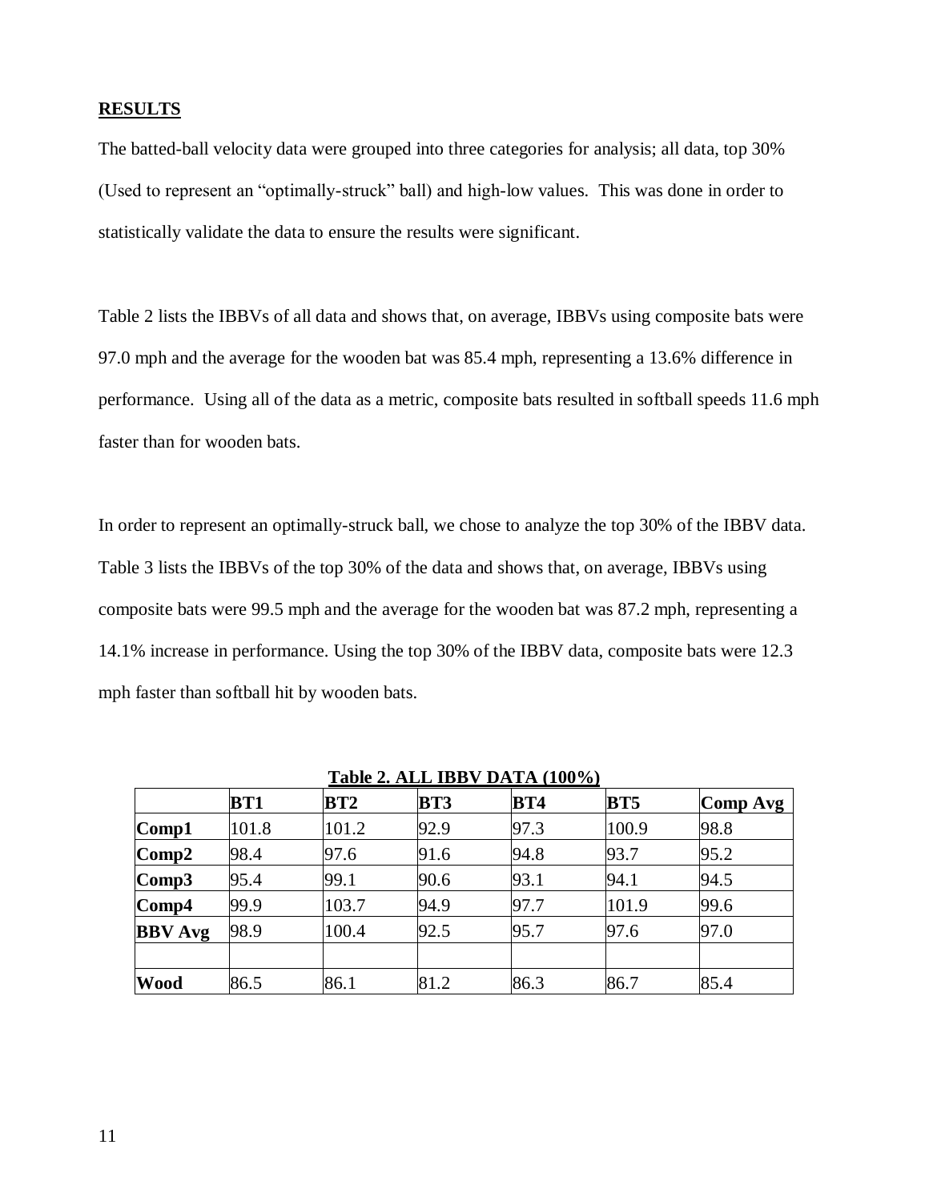**RESULTS**

The batted-ball velocity data were grouped into three categories for analysis; all data, top 30% (Used to represent an "optimally-struck" ball) and high-low values. This was done in order to statistically validate the data to ensure the results were significant.

Table 2 lists the IBBVs of all data and shows that, on average, IBBVs using composite bats were 97.0 mph and the average for the wooden bat was 85.4 mph, representing a 13.6% difference in performance. Using all of the data as a metric, composite bats resulted in softball speeds 11.6 mph faster than for wooden bats.

In order to represent an optimally-struck ball, we chose to analyze the top 30% of the IBBV data. Table 3 lists the IBBVs of the top 30% of the data and shows that, on average, IBBVs using composite bats were 99.5 mph and the average for the wooden bat was 87.2 mph, representing a 14.1% increase in performance. Using the top 30% of the IBBV data, composite bats were 12.3 mph faster than softball hit by wooden bats.

**Table 2. ALL IBBV DATA (100%)**

| | **BT1** | **BT2** | **BT3** | **BT4** | **BT5** | **Comp Avg** |
|---|---|---|---|---|---|---|
| **Comp1** | 101.8 | 101.2 | 92.9 | 97.3 | 100.9 | 98.8 |
| **Comp2** | 98.4 | 97.6 | 91.6 | 94.8 | 93.7 | 95.2 |
| **Comp3** | 95.4 | 99.1 | 90.6 | 93.1 | 94.1 | 94.5 |
| **Comp4** | 99.9 | 103.7 | 94.9 | 97.7 | 101.9 | 99.6 |
| **BBV Avg** | 98.9 | 100.4 | 92.5 | 95.7 | 97.6 | 97.0 |
| | | | | | | |
| **Wood** | 86.5 | 86.1 | 81.2 | 86.3 | 86.7 | 85.4 |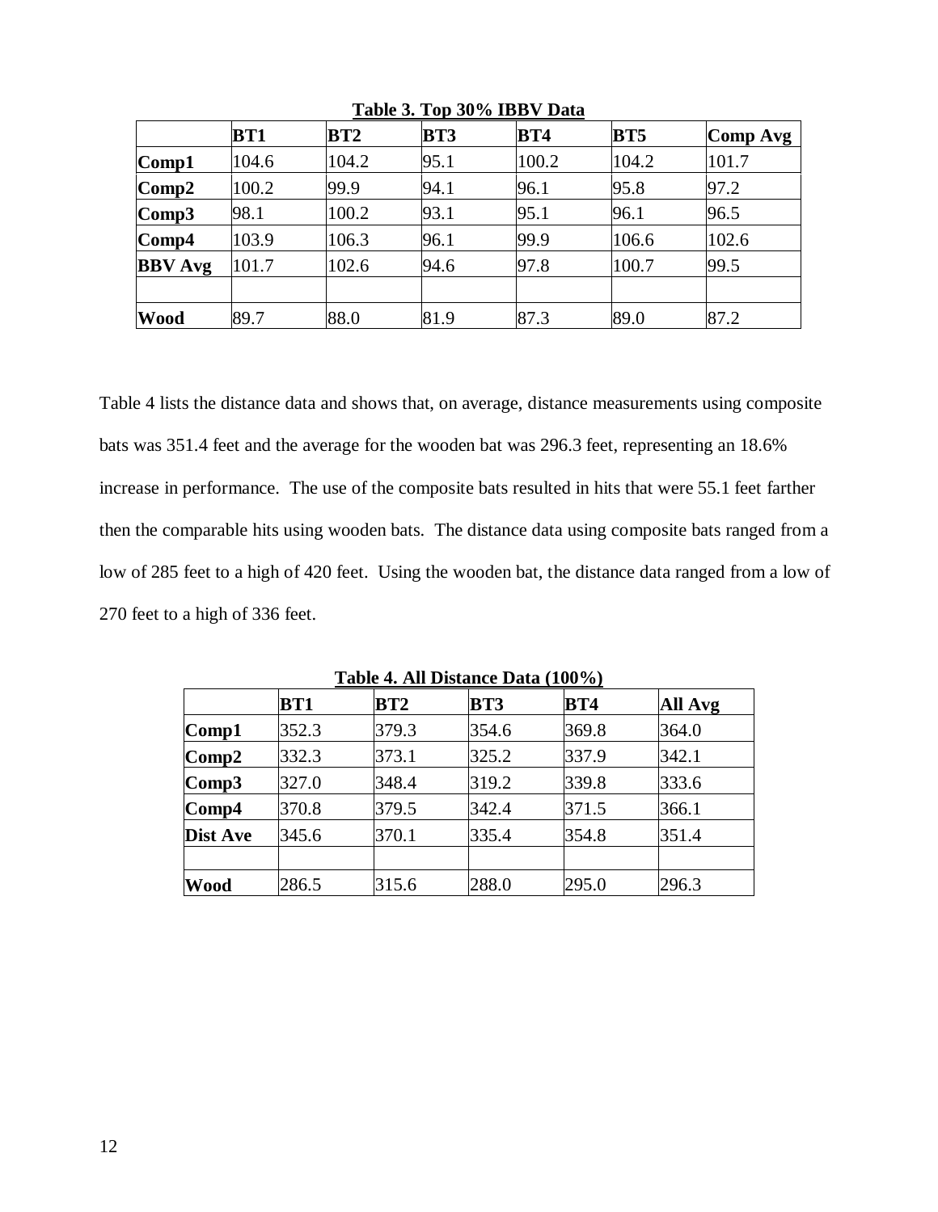**Table 3. Top 30% IBBV Data**

| | BT1 | BT2 | BT3 | BT4 | BT5 | Comp Avg |
|---|---|---|---|---|---|---|
| **Comp1** | 104.6 | 104.2 | 95.1 | 100.2 | 104.2 | 101.7 |
| **Comp2** | 100.2 | 99.9 | 94.1 | 96.1 | 95.8 | 97.2 |
| **Comp3** | 98.1 | 100.2 | 93.1 | 95.1 | 96.1 | 96.5 |
| **Comp4** | 103.9 | 106.3 | 96.1 | 99.9 | 106.6 | 102.6 |
| **BBV Avg** | 101.7 | 102.6 | 94.6 | 97.8 | 100.7 | 99.5 |
| | | | | | | |
| **Wood** | 89.7 | 88.0 | 81.9 | 87.3 | 89.0 | 87.2 |

Table 4 lists the distance data and shows that, on average, distance measurements using composite bats was 351.4 feet and the average for the wooden bat was 296.3 feet, representing an 18.6% increase in performance. The use of the composite bats resulted in hits that were 55.1 feet farther then the comparable hits using wooden bats. The distance data using composite bats ranged from a low of 285 feet to a high of 420 feet. Using the wooden bat, the distance data ranged from a low of 270 feet to a high of 336 feet.

**Table 4. All Distance Data (100%)**

| | BT1 | BT2 | BT3 | BT4 | All Avg |
|---|---|---|---|---|---|
| **Comp1** | 352.3 | 379.3 | 354.6 | 369.8 | 364.0 |
| **Comp2** | 332.3 | 373.1 | 325.2 | 337.9 | 342.1 |
| **Comp3** | 327.0 | 348.4 | 319.2 | 339.8 | 333.6 |
| **Comp4** | 370.8 | 379.5 | 342.4 | 371.5 | 366.1 |
| **Dist Ave** | 345.6 | 370.1 | 335.4 | 354.8 | 351.4 |
| | | | | | |
| **Wood** | 286.5 | 315.6 | 288.0 | 295.0 | 296.3 |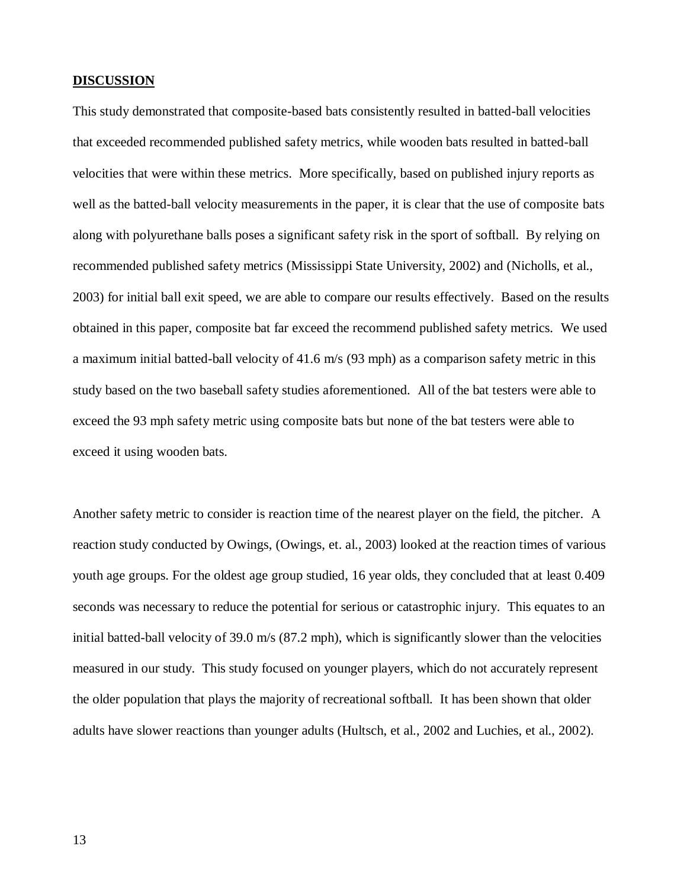## DISCUSSION

This study demonstrated that composite-based bats consistently resulted in batted-ball velocities that exceeded recommended published safety metrics, while wooden bats resulted in batted-ball velocities that were within these metrics. More specifically, based on published injury reports as well as the batted-ball velocity measurements in the paper, it is clear that the use of composite bats along with polyurethane balls poses a significant safety risk in the sport of softball. By relying on recommended published safety metrics (Mississippi State University, 2002) and (Nicholls, et al., 2003) for initial ball exit speed, we are able to compare our results effectively. Based on the results obtained in this paper, composite bat far exceed the recommend published safety metrics. We used a maximum initial batted-ball velocity of 41.6 m/s (93 mph) as a comparison safety metric in this study based on the two baseball safety studies aforementioned. All of the bat testers were able to exceed the 93 mph safety metric using composite bats but none of the bat testers were able to exceed it using wooden bats.

Another safety metric to consider is reaction time of the nearest player on the field, the pitcher. A reaction study conducted by Owings, (Owings, et. al., 2003) looked at the reaction times of various youth age groups. For the oldest age group studied, 16 year olds, they concluded that at least 0.409 seconds was necessary to reduce the potential for serious or catastrophic injury. This equates to an initial batted-ball velocity of 39.0 m/s (87.2 mph), which is significantly slower than the velocities measured in our study. This study focused on younger players, which do not accurately represent the older population that plays the majority of recreational softball. It has been shown that older adults have slower reactions than younger adults (Hultsch, et al., 2002 and Luchies, et al., 2002).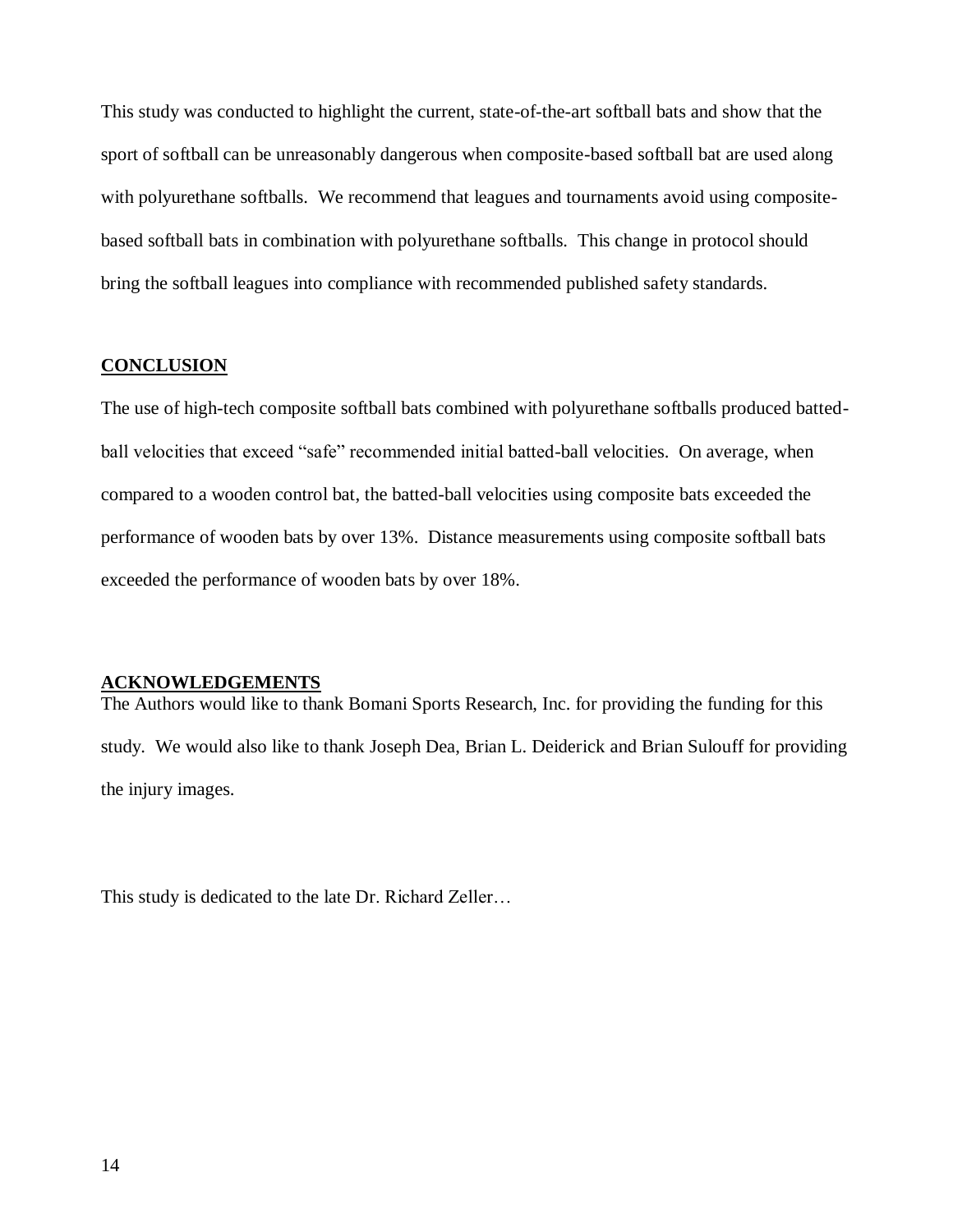This study was conducted to highlight the current, state-of-the-art softball bats and show that the sport of softball can be unreasonably dangerous when composite-based softball bat are used along with polyurethane softballs. We recommend that leagues and tournaments avoid using composite-based softball bats in combination with polyurethane softballs. This change in protocol should bring the softball leagues into compliance with recommended published safety standards.

## CONCLUSION

The use of high-tech composite softball bats combined with polyurethane softballs produced batted-ball velocities that exceed "safe" recommended initial batted-ball velocities. On average, when compared to a wooden control bat, the batted-ball velocities using composite bats exceeded the performance of wooden bats by over 13%. Distance measurements using composite softball bats exceeded the performance of wooden bats by over 18%.

## ACKNOWLEDGEMENTS

The Authors would like to thank Bomani Sports Research, Inc. for providing the funding for this study. We would also like to thank Joseph Dea, Brian L. Deiderick and Brian Sulouff for providing the injury images.

This study is dedicated to the late Dr. Richard Zeller…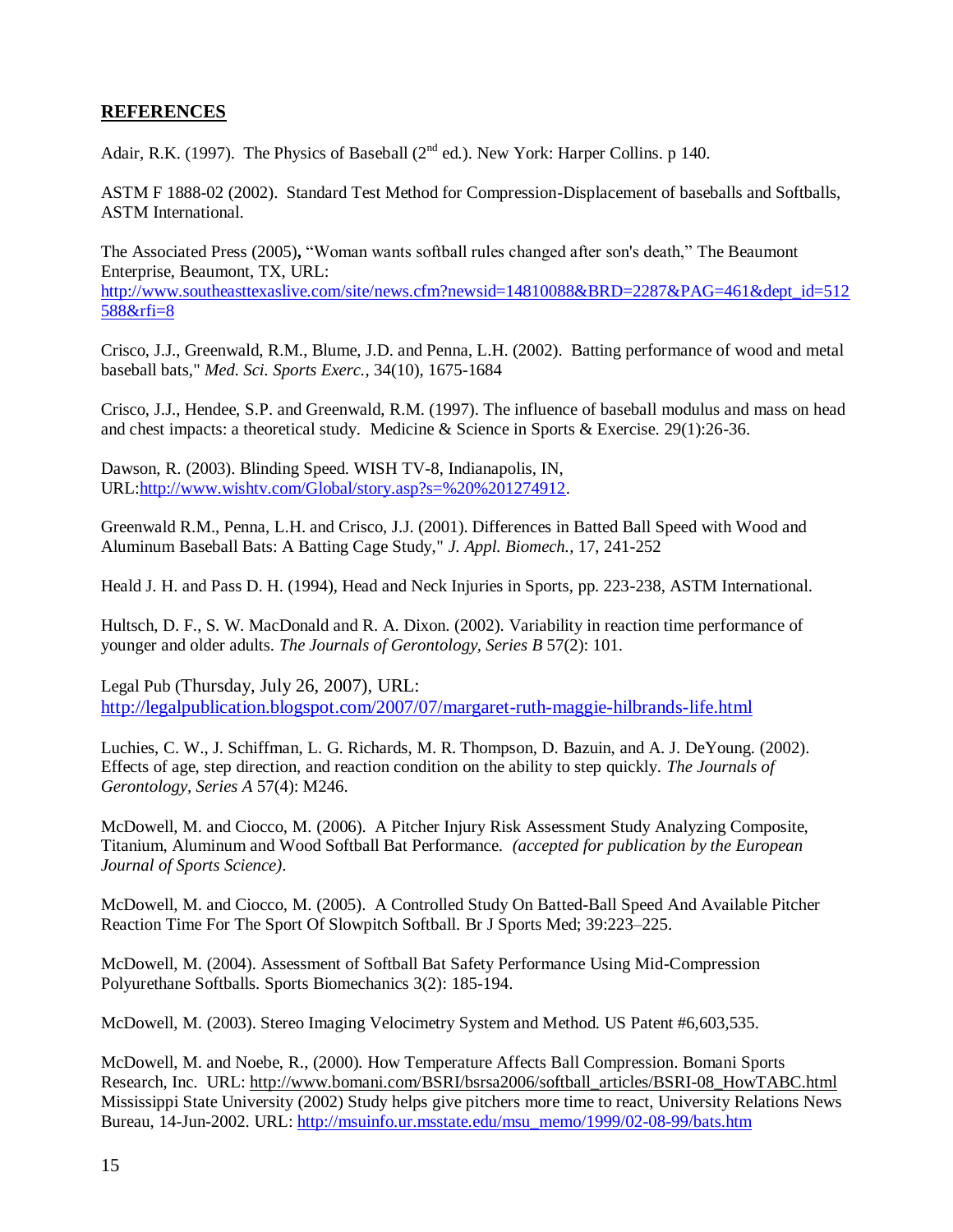## REFERENCES

Adair, R.K. (1997). The Physics of Baseball ($2^{nd}$ ed.). New York: Harper Collins. p 140.

ASTM F 1888-02 (2002). Standard Test Method for Compression-Displacement of baseballs and Softballs, ASTM International.

The Associated Press (2005)**,** "Woman wants softball rules changed after son's death," The Beaumont Enterprise, Beaumont, TX, URL: http://www.southeasttexaslive.com/site/news.cfm?newsid=14810088&BRD=2287&PAG=461&dept_id=512588&rfi=8

Crisco, J.J., Greenwald, R.M., Blume, J.D. and Penna, L.H. (2002). Batting performance of wood and metal baseball bats," *Med. Sci. Sports Exerc.*, 34(10), 1675-1684

Crisco, J.J., Hendee, S.P. and Greenwald, R.M. (1997). The influence of baseball modulus and mass on head and chest impacts: a theoretical study. Medicine & Science in Sports & Exercise. 29(1):26-36.

Dawson, R. (2003). Blinding Speed. WISH TV-8, Indianapolis, IN, URL:http://www.wishtv.com/Global/story.asp?s=%20%201274912.

Greenwald R.M., Penna, L.H. and Crisco, J.J. (2001). Differences in Batted Ball Speed with Wood and Aluminum Baseball Bats: A Batting Cage Study," *J. Appl. Biomech.*, 17, 241-252

Heald J. H. and Pass D. H. (1994), Head and Neck Injuries in Sports, pp. 223-238, ASTM International.

Hultsch, D. F., S. W. MacDonald and R. A. Dixon. (2002). Variability in reaction time performance of younger and older adults. *The Journals of Gerontology, Series B* 57(2): 101.

Legal Pub (Thursday, July 26, 2007), URL: http://legalpublication.blogspot.com/2007/07/margaret-ruth-maggie-hilbrands-life.html

Luchies, C. W., J. Schiffman, L. G. Richards, M. R. Thompson, D. Bazuin, and A. J. DeYoung. (2002). Effects of age, step direction, and reaction condition on the ability to step quickly. *The Journals of Gerontology, Series A* 57(4): M246.

McDowell, M. and Ciocco, M. (2006). A Pitcher Injury Risk Assessment Study Analyzing Composite, Titanium, Aluminum and Wood Softball Bat Performance. *(accepted for publication by the European Journal of Sports Science)*.

McDowell, M. and Ciocco, M. (2005). A Controlled Study On Batted-Ball Speed And Available Pitcher Reaction Time For The Sport Of Slowpitch Softball. Br J Sports Med; 39:223–225.

McDowell, M. (2004). Assessment of Softball Bat Safety Performance Using Mid-Compression Polyurethane Softballs. Sports Biomechanics 3(2): 185-194.

McDowell, M. (2003). Stereo Imaging Velocimetry System and Method. US Patent #6,603,535.

McDowell, M. and Noebe, R., (2000). How Temperature Affects Ball Compression. Bomani Sports Research, Inc. URL: http://www.bomani.com/BSRI/bsrsa2006/softball_articles/BSRI-08_HowTABC.html
Mississippi State University (2002) Study helps give pitchers more time to react, University Relations News Bureau, 14-Jun-2002. URL: http://msuinfo.ur.msstate.edu/msu_memo/1999/02-08-99/bats.htm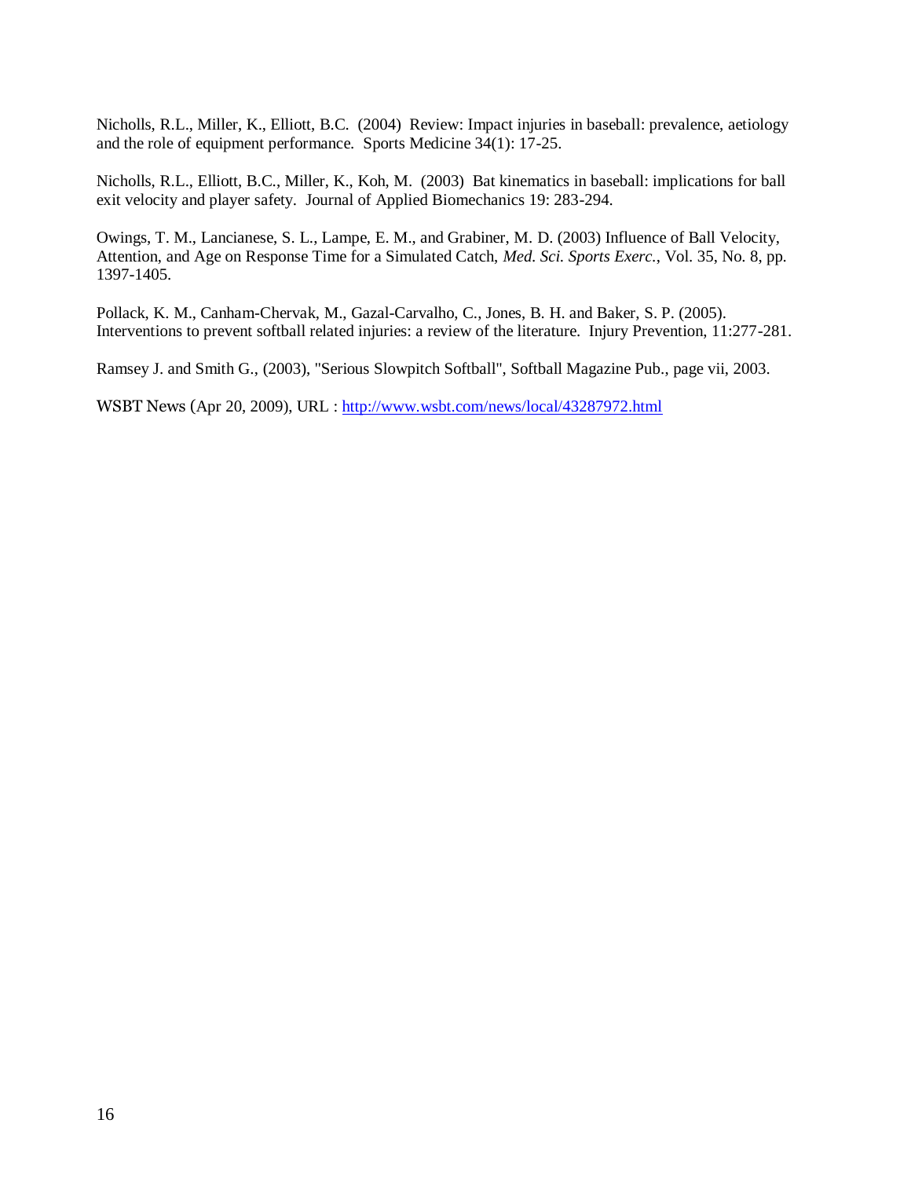Nicholls, R.L., Miller, K., Elliott, B.C. (2004) Review: Impact injuries in baseball: prevalence, aetiology and the role of equipment performance. Sports Medicine 34(1): 17-25.

Nicholls, R.L., Elliott, B.C., Miller, K., Koh, M. (2003) Bat kinematics in baseball: implications for ball exit velocity and player safety. Journal of Applied Biomechanics 19: 283-294.

Owings, T. M., Lancianese, S. L., Lampe, E. M., and Grabiner, M. D. (2003) Influence of Ball Velocity, Attention, and Age on Response Time for a Simulated Catch, *Med. Sci. Sports Exerc.*, Vol. 35, No. 8, pp. 1397-1405.

Pollack, K. M., Canham-Chervak, M., Gazal-Carvalho, C., Jones, B. H. and Baker, S. P. (2005). Interventions to prevent softball related injuries: a review of the literature. Injury Prevention, 11:277-281.

Ramsey J. and Smith G., (2003), "Serious Slowpitch Softball", Softball Magazine Pub., page vii, 2003.

WSBT News (Apr 20, 2009), URL : [http://www.wsbt.com/news/local/43287972.html](http://www.wsbt.com/news/local/43287972.html)